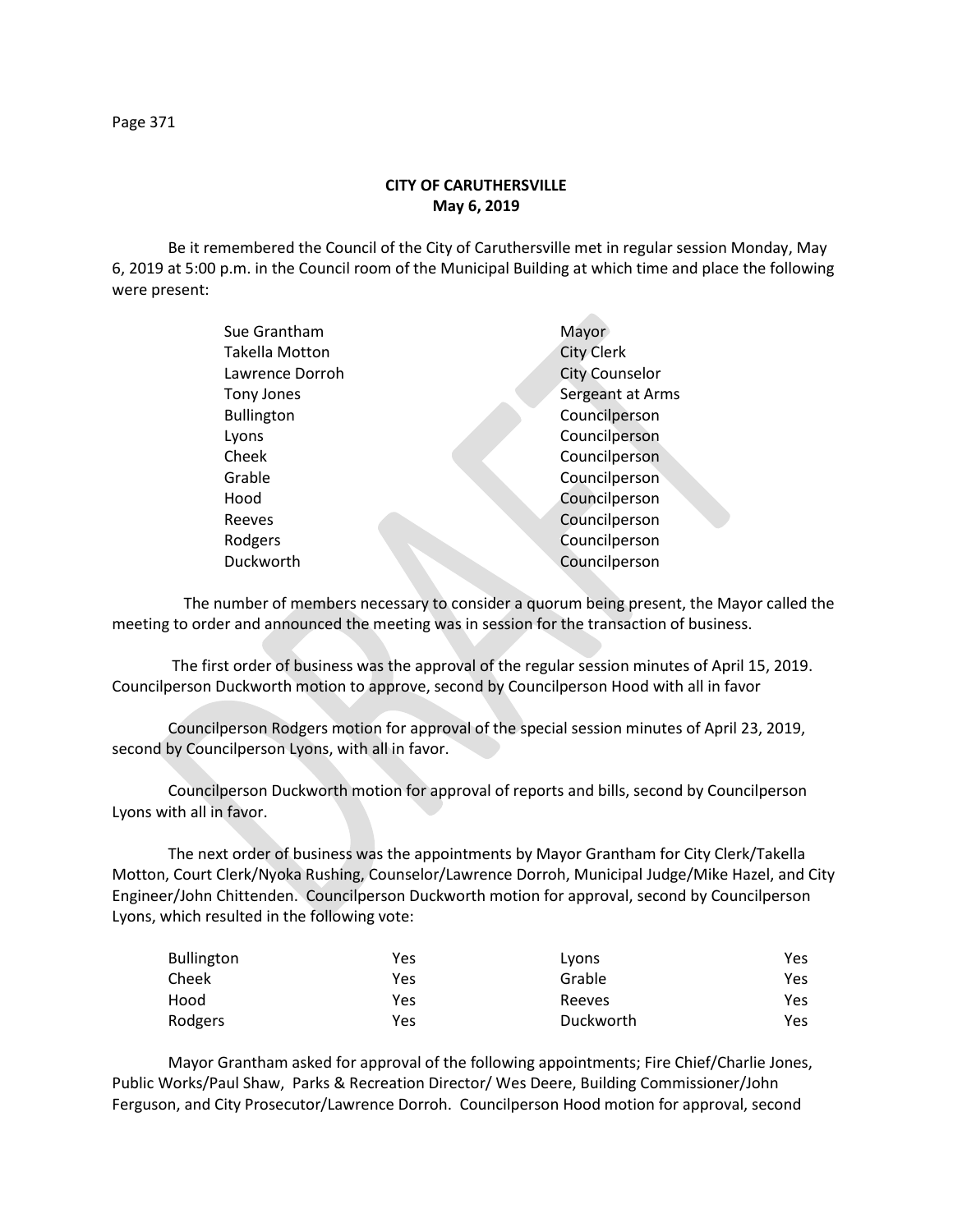**CITY OF CARUTHERSVILLE**
**May 6, 2019**

Be it remembered the Council of the City of Caruthersville met in regular session Monday, May 6, 2019 at 5:00 p.m. in the Council room of the Municipal Building at which time and place the following were present:

| | |
|---|---|
| Sue Grantham | Mayor |
| Takella Motton | City Clerk |
| Lawrence Dorroh | City Counselor |
| Tony Jones | Sergeant at Arms |
| Bullington | Councilperson |
| Lyons | Councilperson |
| Cheek | Councilperson |
| Grable | Councilperson |
| Hood | Councilperson |
| Reeves | Councilperson |
| Rodgers | Councilperson |
| Duckworth | Councilperson |

The number of members necessary to consider a quorum being present, the Mayor called the meeting to order and announced the meeting was in session for the transaction of business.

The first order of business was the approval of the regular session minutes of April 15, 2019. Councilperson Duckworth motion to approve, second by Councilperson Hood with all in favor

Councilperson Rodgers motion for approval of the special session minutes of April 23, 2019, second by Councilperson Lyons, with all in favor.

Councilperson Duckworth motion for approval of reports and bills, second by Councilperson Lyons with all in favor.

The next order of business was the appointments by Mayor Grantham for City Clerk/Takella Motton, Court Clerk/Nyoka Rushing, Counselor/Lawrence Dorroh, Municipal Judge/Mike Hazel, and City Engineer/John Chittenden. Councilperson Duckworth motion for approval, second by Councilperson Lyons, which resulted in the following vote:

| | | | |
|---|---|---|---|
| Bullington | Yes | Lyons | Yes |
| Cheek | Yes | Grable | Yes |
| Hood | Yes | Reeves | Yes |
| Rodgers | Yes | Duckworth | Yes |

Mayor Grantham asked for approval of the following appointments; Fire Chief/Charlie Jones, Public Works/Paul Shaw, Parks & Recreation Director/ Wes Deere, Building Commissioner/John Ferguson, and City Prosecutor/Lawrence Dorroh. Councilperson Hood motion for approval, second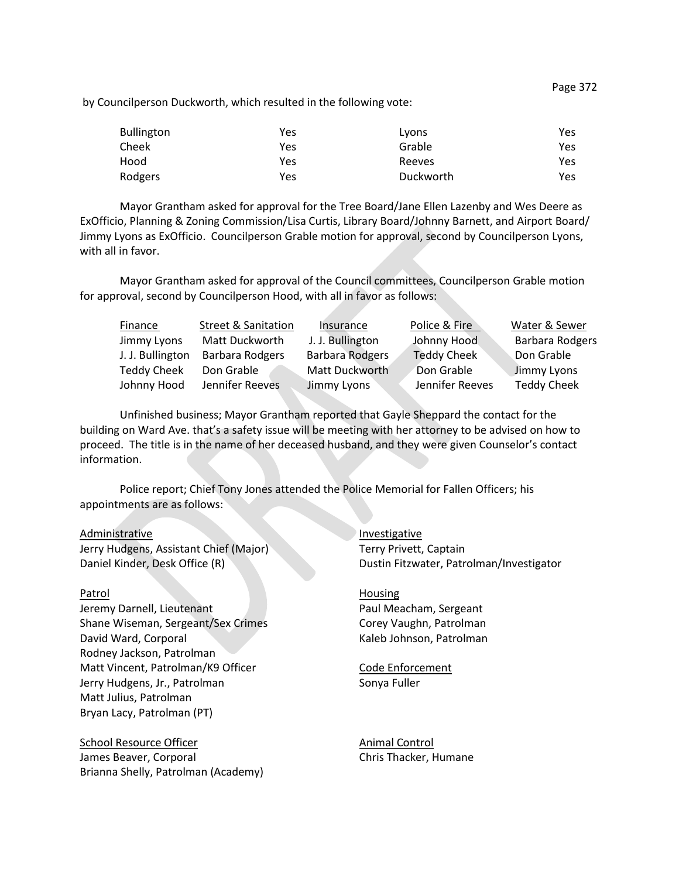by Councilperson Duckworth, which resulted in the following vote:

| | | | |
|---|---|---|---|
| Bullington | Yes | Lyons | Yes |
| Cheek | Yes | Grable | Yes |
| Hood | Yes | Reeves | Yes |
| Rodgers | Yes | Duckworth | Yes |

Mayor Grantham asked for approval for the Tree Board/Jane Ellen Lazenby and Wes Deere as ExOfficio, Planning & Zoning Commission/Lisa Curtis, Library Board/Johnny Barnett, and Airport Board/ Jimmy Lyons as ExOfficio. Councilperson Grable motion for approval, second by Councilperson Lyons, with all in favor.

Mayor Grantham asked for approval of the Council committees, Councilperson Grable motion for approval, second by Councilperson Hood, with all in favor as follows:

| Finance | Street & Sanitation | Insurance | Police & Fire | Water & Sewer |
|---|---|---|---|---|
| Jimmy Lyons | Matt Duckworth | J. J. Bullington | Johnny Hood | Barbara Rodgers |
| J. J. Bullington | Barbara Rodgers | Barbara Rodgers | Teddy Cheek | Don Grable |
| Teddy Cheek | Don Grable | Matt Duckworth | Don Grable | Jimmy Lyons |
| Johnny Hood | Jennifer Reeves | Jimmy Lyons | Jennifer Reeves | Teddy Cheek |

Unfinished business; Mayor Grantham reported that Gayle Sheppard the contact for the building on Ward Ave. that's a safety issue will be meeting with her attorney to be advised on how to proceed. The title is in the name of her deceased husband, and they were given Counselor's contact information.

Police report; Chief Tony Jones attended the Police Memorial for Fallen Officers; his appointments are as follows:

<u>Administrative</u>
Jerry Hudgens, Assistant Chief (Major)
Daniel Kinder, Desk Office (R)

<u>Patrol</u>
Jeremy Darnell, Lieutenant
Shane Wiseman, Sergeant/Sex Crimes
David Ward, Corporal
Rodney Jackson, Patrolman
Matt Vincent, Patrolman/K9 Officer
Jerry Hudgens, Jr., Patrolman
Matt Julius, Patrolman
Bryan Lacy, Patrolman (PT)

<u>School Resource Officer</u>
James Beaver, Corporal
Brianna Shelly, Patrolman (Academy)

<u>Investigative</u>
Terry Privett, Captain
Dustin Fitzwater, Patrolman/Investigator

<u>Housing</u>
Paul Meacham, Sergeant
Corey Vaughn, Patrolman
Kaleb Johnson, Patrolman

<u>Code Enforcement</u>
Sonya Fuller

<u>Animal Control</u>
Chris Thacker, Humane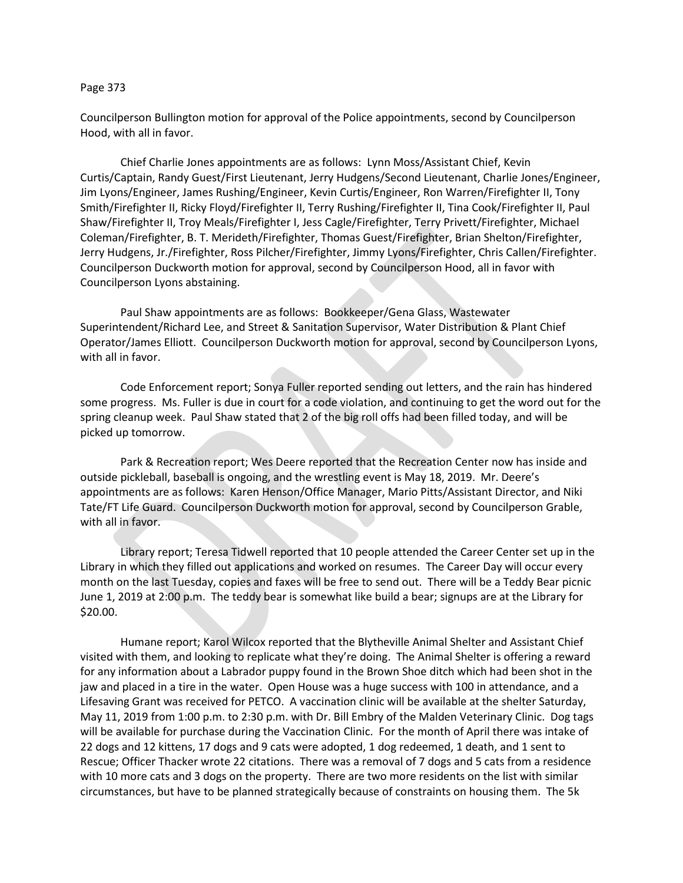Councilperson Bullington motion for approval of the Police appointments, second by Councilperson Hood, with all in favor.

Chief Charlie Jones appointments are as follows: Lynn Moss/Assistant Chief, Kevin Curtis/Captain, Randy Guest/First Lieutenant, Jerry Hudgens/Second Lieutenant, Charlie Jones/Engineer, Jim Lyons/Engineer, James Rushing/Engineer, Kevin Curtis/Engineer, Ron Warren/Firefighter II, Tony Smith/Firefighter II, Ricky Floyd/Firefighter II, Terry Rushing/Firefighter II, Tina Cook/Firefighter II, Paul Shaw/Firefighter II, Troy Meals/Firefighter I, Jess Cagle/Firefighter, Terry Privett/Firefighter, Michael Coleman/Firefighter, B. T. Merideth/Firefighter, Thomas Guest/Firefighter, Brian Shelton/Firefighter, Jerry Hudgens, Jr./Firefighter, Ross Pilcher/Firefighter, Jimmy Lyons/Firefighter, Chris Callen/Firefighter. Councilperson Duckworth motion for approval, second by Councilperson Hood, all in favor with Councilperson Lyons abstaining.

Paul Shaw appointments are as follows: Bookkeeper/Gena Glass, Wastewater Superintendent/Richard Lee, and Street & Sanitation Supervisor, Water Distribution & Plant Chief Operator/James Elliott. Councilperson Duckworth motion for approval, second by Councilperson Lyons, with all in favor.

Code Enforcement report; Sonya Fuller reported sending out letters, and the rain has hindered some progress. Ms. Fuller is due in court for a code violation, and continuing to get the word out for the spring cleanup week. Paul Shaw stated that 2 of the big roll offs had been filled today, and will be picked up tomorrow.

Park & Recreation report; Wes Deere reported that the Recreation Center now has inside and outside pickleball, baseball is ongoing, and the wrestling event is May 18, 2019. Mr. Deere's appointments are as follows: Karen Henson/Office Manager, Mario Pitts/Assistant Director, and Niki Tate/FT Life Guard. Councilperson Duckworth motion for approval, second by Councilperson Grable, with all in favor.

Library report; Teresa Tidwell reported that 10 people attended the Career Center set up in the Library in which they filled out applications and worked on resumes. The Career Day will occur every month on the last Tuesday, copies and faxes will be free to send out. There will be a Teddy Bear picnic June 1, 2019 at 2:00 p.m. The teddy bear is somewhat like build a bear; signups are at the Library for $20.00.

Humane report; Karol Wilcox reported that the Blytheville Animal Shelter and Assistant Chief visited with them, and looking to replicate what they're doing. The Animal Shelter is offering a reward for any information about a Labrador puppy found in the Brown Shoe ditch which had been shot in the jaw and placed in a tire in the water. Open House was a huge success with 100 in attendance, and a Lifesaving Grant was received for PETCO. A vaccination clinic will be available at the shelter Saturday, May 11, 2019 from 1:00 p.m. to 2:30 p.m. with Dr. Bill Embry of the Malden Veterinary Clinic. Dog tags will be available for purchase during the Vaccination Clinic. For the month of April there was intake of 22 dogs and 12 kittens, 17 dogs and 9 cats were adopted, 1 dog redeemed, 1 death, and 1 sent to Rescue; Officer Thacker wrote 22 citations. There was a removal of 7 dogs and 5 cats from a residence with 10 more cats and 3 dogs on the property. There are two more residents on the list with similar circumstances, but have to be planned strategically because of constraints on housing them. The 5k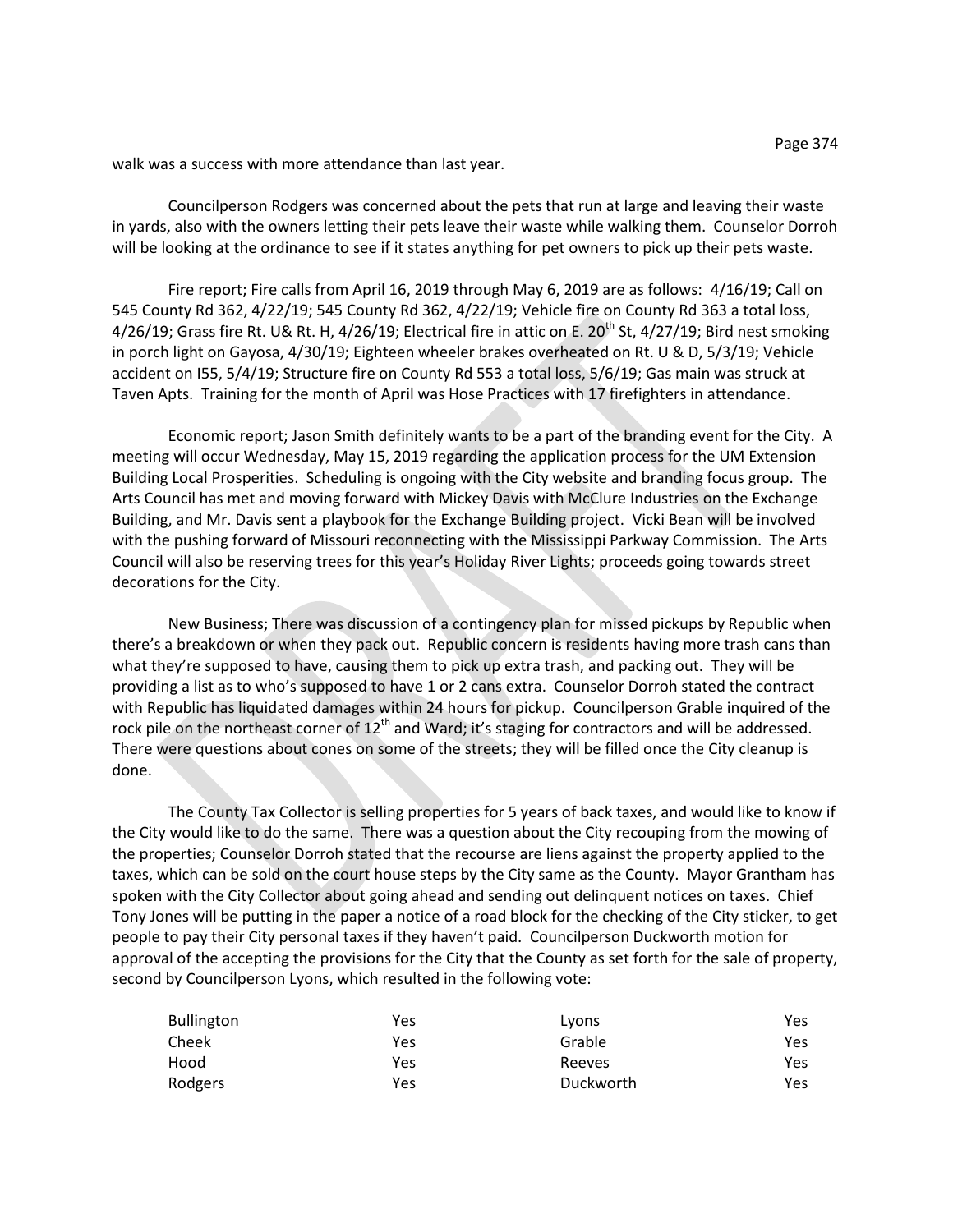walk was a success with more attendance than last year.

Councilperson Rodgers was concerned about the pets that run at large and leaving their waste in yards, also with the owners letting their pets leave their waste while walking them. Counselor Dorroh will be looking at the ordinance to see if it states anything for pet owners to pick up their pets waste.

Fire report; Fire calls from April 16, 2019 through May 6, 2019 are as follows: 4/16/19; Call on 545 County Rd 362, 4/22/19; 545 County Rd 362, 4/22/19; Vehicle fire on County Rd 363 a total loss, 4/26/19; Grass fire Rt. U& Rt. H, 4/26/19; Electrical fire in attic on E. 20th St, 4/27/19; Bird nest smoking in porch light on Gayosa, 4/30/19; Eighteen wheeler brakes overheated on Rt. U & D, 5/3/19; Vehicle accident on I55, 5/4/19; Structure fire on County Rd 553 a total loss, 5/6/19; Gas main was struck at Taven Apts. Training for the month of April was Hose Practices with 17 firefighters in attendance.

Economic report; Jason Smith definitely wants to be a part of the branding event for the City. A meeting will occur Wednesday, May 15, 2019 regarding the application process for the UM Extension Building Local Prosperities. Scheduling is ongoing with the City website and branding focus group. The Arts Council has met and moving forward with Mickey Davis with McClure Industries on the Exchange Building, and Mr. Davis sent a playbook for the Exchange Building project. Vicki Bean will be involved with the pushing forward of Missouri reconnecting with the Mississippi Parkway Commission. The Arts Council will also be reserving trees for this year's Holiday River Lights; proceeds going towards street decorations for the City.

New Business; There was discussion of a contingency plan for missed pickups by Republic when there's a breakdown or when they pack out. Republic concern is residents having more trash cans than what they're supposed to have, causing them to pick up extra trash, and packing out. They will be providing a list as to who's supposed to have 1 or 2 cans extra. Counselor Dorroh stated the contract with Republic has liquidated damages within 24 hours for pickup. Councilperson Grable inquired of the rock pile on the northeast corner of 12th and Ward; it's staging for contractors and will be addressed. There were questions about cones on some of the streets; they will be filled once the City cleanup is done.

The County Tax Collector is selling properties for 5 years of back taxes, and would like to know if the City would like to do the same. There was a question about the City recouping from the mowing of the properties; Counselor Dorroh stated that the recourse are liens against the property applied to the taxes, which can be sold on the court house steps by the City same as the County. Mayor Grantham has spoken with the City Collector about going ahead and sending out delinquent notices on taxes. Chief Tony Jones will be putting in the paper a notice of a road block for the checking of the City sticker, to get people to pay their City personal taxes if they haven't paid. Councilperson Duckworth motion for approval of the accepting the provisions for the City that the County as set forth for the sale of property, second by Councilperson Lyons, which resulted in the following vote:

| | | | |
|---|---|---|---|
| Bullington | Yes | Lyons | Yes |
| Cheek | Yes | Grable | Yes |
| Hood | Yes | Reeves | Yes |
| Rodgers | Yes | Duckworth | Yes |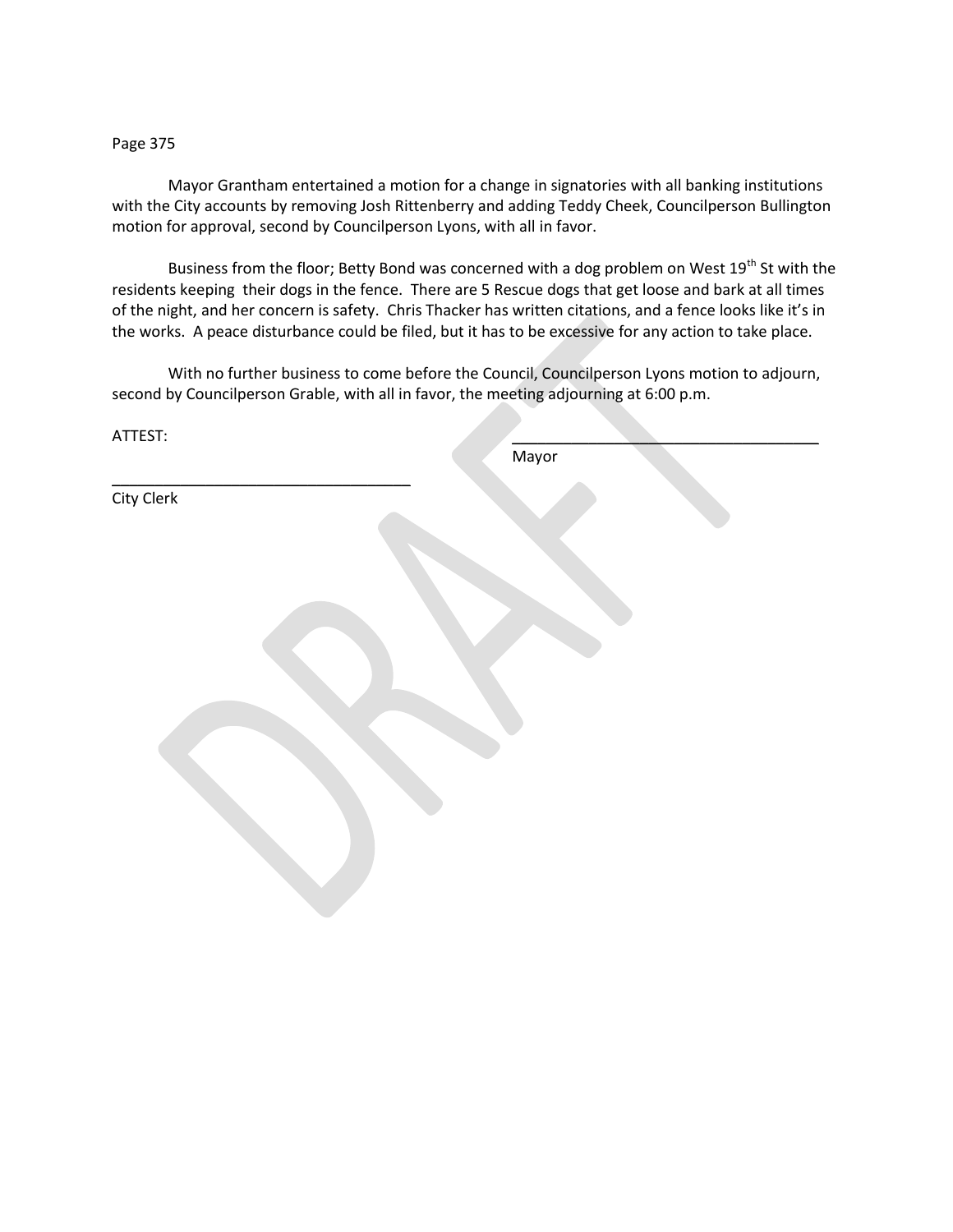Mayor Grantham entertained a motion for a change in signatories with all banking institutions with the City accounts by removing Josh Rittenberry and adding Teddy Cheek, Councilperson Bullington motion for approval, second by Councilperson Lyons, with all in favor.

Business from the floor; Betty Bond was concerned with a dog problem on West 19th St with the residents keeping their dogs in the fence. There are 5 Rescue dogs that get loose and bark at all times of the night, and her concern is safety. Chris Thacker has written citations, and a fence looks like it's in the works. A peace disturbance could be filed, but it has to be excessive for any action to take place.

With no further business to come before the Council, Councilperson Lyons motion to adjourn, second by Councilperson Grable, with all in favor, the meeting adjourning at 6:00 p.m.

ATTEST:

___________________________________
Mayor

___________________________________
City Clerk

DRAFT